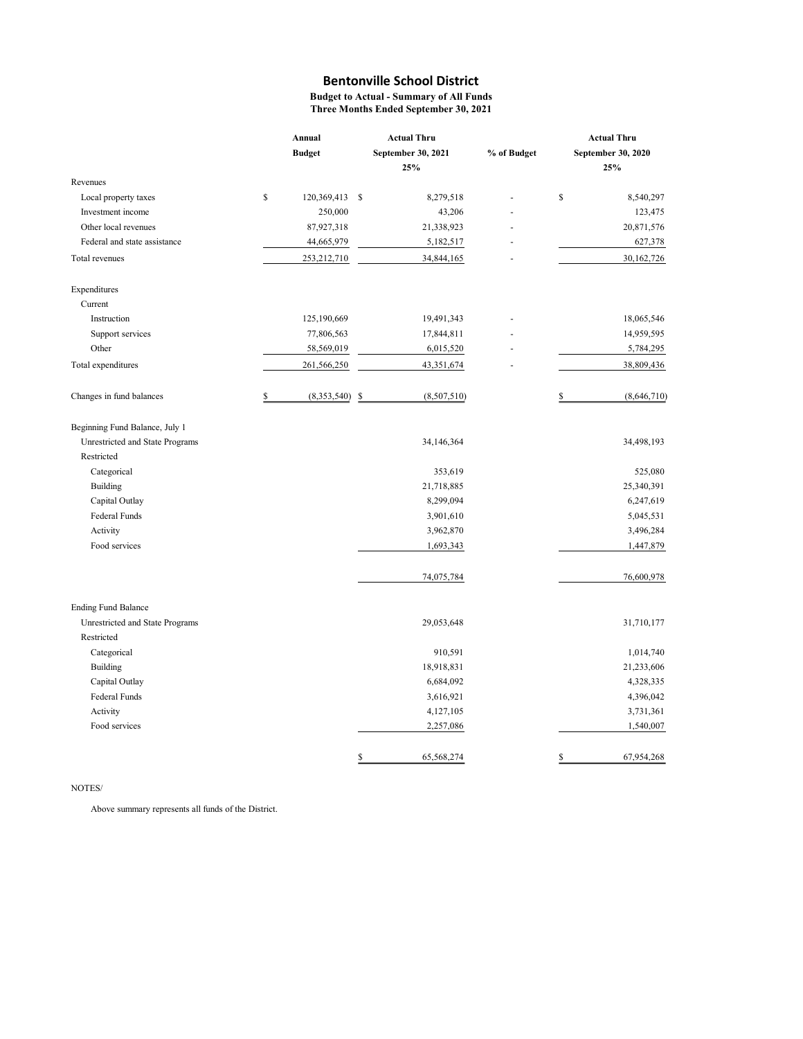# Bentonville School District

**Budget to Actual - Summary of All Funds**
**Three Months Ended September 30, 2021**

| | Annual Budget | Actual Thru September 30, 2021 25% | % of Budget | Actual Thru September 30, 2020 25% |
|---|---|---|---|---|
| Revenues | | | | |
| Local property taxes | $ 120,369,413 | $ 8,279,518 | - | $ 8,540,297 |
| Investment income | 250,000 | 43,206 | - | 123,475 |
| Other local revenues | 87,927,318 | 21,338,923 | - | 20,871,576 |
| Federal and state assistance | 44,665,979 | 5,182,517 | - | 627,378 |
| Total revenues | 253,212,710 | 34,844,165 | - | 30,162,726 |
| Expenditures | | | | |
| Current | | | | |
| Instruction | 125,190,669 | 19,491,343 | - | 18,065,546 |
| Support services | 77,806,563 | 17,844,811 | - | 14,959,595 |
| Other | 58,569,019 | 6,015,520 | - | 5,784,295 |
| Total expenditures | 261,566,250 | 43,351,674 | - | 38,809,436 |
| Changes in fund balances | $ (8,353,540) | $ (8,507,510) | | $ (8,646,710) |
| Beginning Fund Balance, July 1 | | | | |
| Unrestricted and State Programs | | 34,146,364 | | 34,498,193 |
| Restricted | | | | |
| Categorical | | 353,619 | | 525,080 |
| Building | | 21,718,885 | | 25,340,391 |
| Capital Outlay | | 8,299,094 | | 6,247,619 |
| Federal Funds | | 3,901,610 | | 5,045,531 |
| Activity | | 3,962,870 | | 3,496,284 |
| Food services | | 1,693,343 | | 1,447,879 |
| | | 74,075,784 | | 76,600,978 |
| Ending Fund Balance | | | | |
| Unrestricted and State Programs | | 29,053,648 | | 31,710,177 |
| Restricted | | | | |
| Categorical | | 910,591 | | 1,014,740 |
| Building | | 18,918,831 | | 21,233,606 |
| Capital Outlay | | 6,684,092 | | 4,328,335 |
| Federal Funds | | 3,616,921 | | 4,396,042 |
| Activity | | 4,127,105 | | 3,731,361 |
| Food services | | 2,257,086 | | 1,540,007 |
| | | $ 65,568,274 | | $ 67,954,268 |

NOTES/

Above summary represents all funds of the District.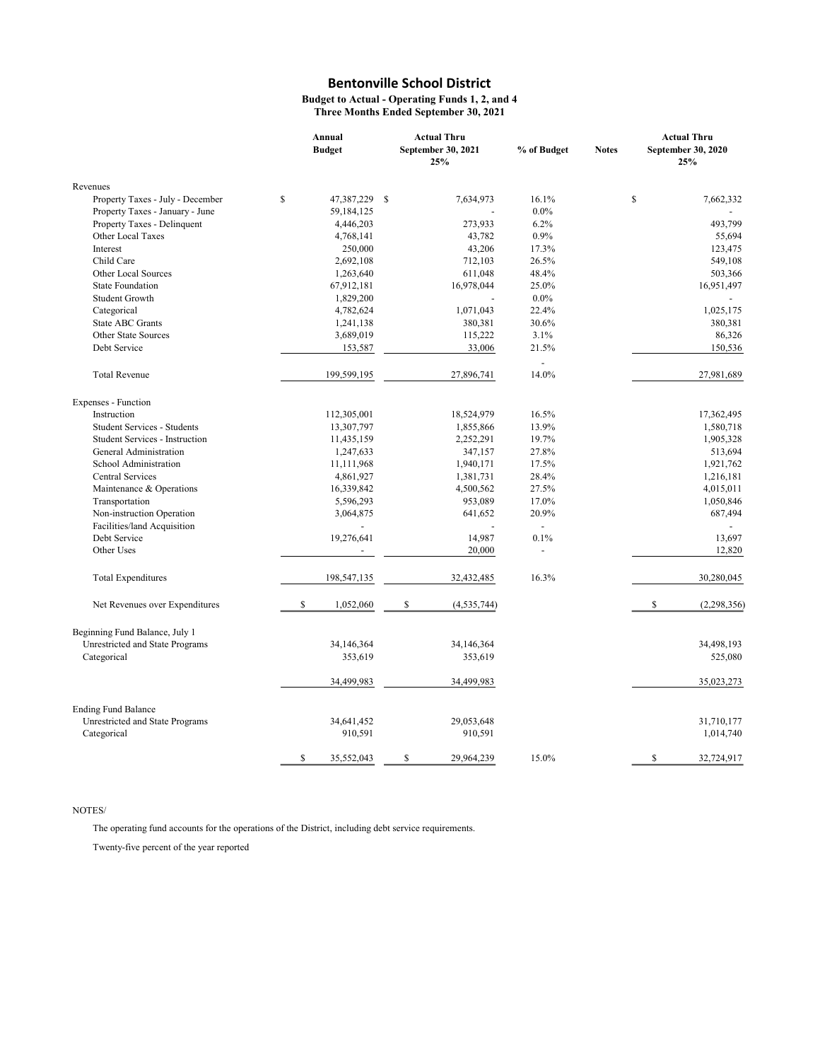# Bentonville School District

**Budget to Actual - Operating Funds 1, 2, and 4**
**Three Months Ended September 30, 2021**

| | Annual Budget | Actual Thru September 30, 2021 25% | % of Budget | Notes | Actual Thru September 30, 2020 25% |
|---|---|---|---|---|---|
| **Revenues** | | | | | |
| Property Taxes - July - December | $ 47,387,229 | $ 7,634,973 | 16.1% | | $ 7,662,332 |
| Property Taxes - January - June | 59,184,125 | - | 0.0% | | - |
| Property Taxes - Delinquent | 4,446,203 | 273,933 | 6.2% | | 493,799 |
| Other Local Taxes | 4,768,141 | 43,782 | 0.9% | | 55,694 |
| Interest | 250,000 | 43,206 | 17.3% | | 123,475 |
| Child Care | 2,692,108 | 712,103 | 26.5% | | 549,108 |
| Other Local Sources | 1,263,640 | 611,048 | 48.4% | | 503,366 |
| State Foundation | 67,912,181 | 16,978,044 | 25.0% | | 16,951,497 |
| Student Growth | 1,829,200 | - | 0.0% | | - |
| Categorical | 4,782,624 | 1,071,043 | 22.4% | | 1,025,175 |
| State ABC Grants | 1,241,138 | 380,381 | 30.6% | | 380,381 |
| Other State Sources | 3,689,019 | 115,222 | 3.1% | | 86,326 |
| Debt Service | 153,587 | 33,006 | 21.5% | | 150,536 |
| | | | - | | |
| Total Revenue | 199,599,195 | 27,896,741 | 14.0% | | 27,981,689 |
| **Expenses - Function** | | | | | |
| Instruction | 112,305,001 | 18,524,979 | 16.5% | | 17,362,495 |
| Student Services - Students | 13,307,797 | 1,855,866 | 13.9% | | 1,580,718 |
| Student Services - Instruction | 11,435,159 | 2,252,291 | 19.7% | | 1,905,328 |
| General Administration | 1,247,633 | 347,157 | 27.8% | | 513,694 |
| School Administration | 11,111,968 | 1,940,171 | 17.5% | | 1,921,762 |
| Central Services | 4,861,927 | 1,381,731 | 28.4% | | 1,216,181 |
| Maintenance & Operations | 16,339,842 | 4,500,562 | 27.5% | | 4,015,011 |
| Transportation | 5,596,293 | 953,089 | 17.0% | | 1,050,846 |
| Non-instruction Operation | 3,064,875 | 641,652 | 20.9% | | 687,494 |
| Facilities/land Acquisition | - | - | - | | - |
| Debt Service | 19,276,641 | 14,987 | 0.1% | | 13,697 |
| Other Uses | - | 20,000 | - | | 12,820 |
| Total Expenditures | 198,547,135 | 32,432,485 | 16.3% | | 30,280,045 |
| Net Revenues over Expenditures | $ 1,052,060 | $ (4,535,744) | | | $ (2,298,356) |
| **Beginning Fund Balance, July 1** | | | | | |
| Unrestricted and State Programs | 34,146,364 | 34,146,364 | | | 34,498,193 |
| Categorical | 353,619 | 353,619 | | | 525,080 |
| | 34,499,983 | 34,499,983 | | | 35,023,273 |
| **Ending Fund Balance** | | | | | |
| Unrestricted and State Programs | 34,641,452 | 29,053,648 | | | 31,710,177 |
| Categorical | 910,591 | 910,591 | | | 1,014,740 |
| | $ 35,552,043 | $ 29,964,239 | 15.0% | | $ 32,724,917 |

NOTES/

The operating fund accounts for the operations of the District, including debt service requirements.

Twenty-five percent of the year reported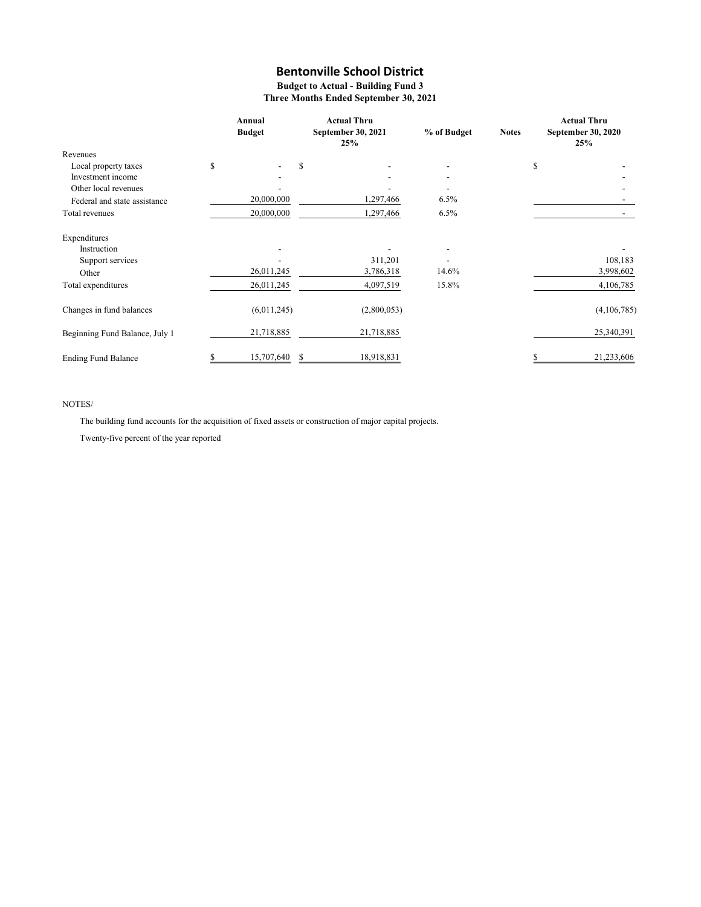# Bentonville School District

**Budget to Actual - Building Fund 3**

**Three Months Ended September 30, 2021**

| | Annual Budget | Actual Thru September 30, 2021 25% | % of Budget | Notes | Actual Thru September 30, 2020 25% |
|---|---|---|---|---|---|
| Revenues | | | | | |
| Local property taxes | $ - | $ - | - | | $ - |
| Investment income | - | - | - | | - |
| Other local revenues | - | - | - | | - |
| Federal and state assistance | 20,000,000 | 1,297,466 | 6.5% | | - |
| Total revenues | 20,000,000 | 1,297,466 | 6.5% | | - |
| Expenditures | | | | | |
| Instruction | - | - | - | | - |
| Support services | - | 311,201 | - | | 108,183 |
| Other | 26,011,245 | 3,786,318 | 14.6% | | 3,998,602 |
| Total expenditures | 26,011,245 | 4,097,519 | 15.8% | | 4,106,785 |
| Changes in fund balances | (6,011,245) | (2,800,053) | | | (4,106,785) |
| Beginning Fund Balance, July 1 | 21,718,885 | 21,718,885 | | | 25,340,391 |
| Ending Fund Balance | $ 15,707,640 | $ 18,918,831 | | | $ 21,233,606 |

NOTES/

The building fund accounts for the acquisition of fixed assets or construction of major capital projects.

Twenty-five percent of the year reported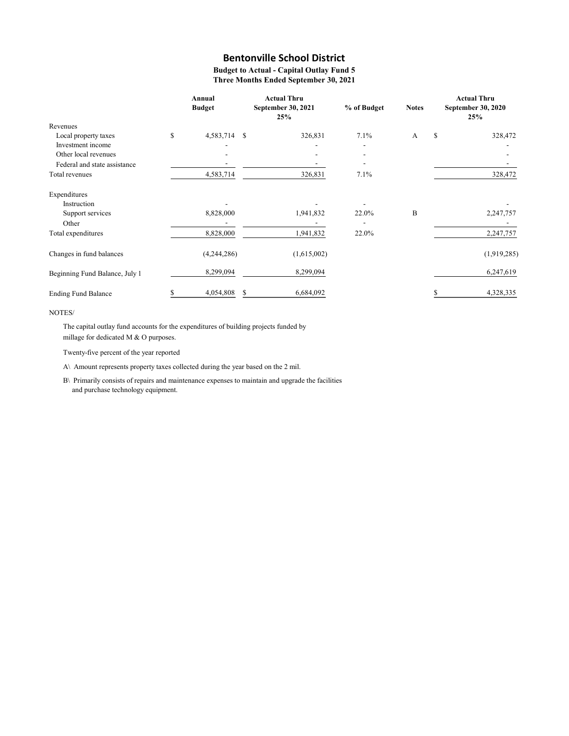# Bentonville School District

**Budget to Actual - Capital Outlay Fund 5**
**Three Months Ended September 30, 2021**

| | Annual Budget | Actual Thru September 30, 2021 25% | % of Budget | Notes | Actual Thru September 30, 2020 25% |
|---|---|---|---|---|---|
| Revenues | | | | | |
| Local property taxes | $ 4,583,714 | $ 326,831 | 7.1% | A | $ 328,472 |
| Investment income | - | - | - | | - |
| Other local revenues | - | - | - | | - |
| Federal and state assistance | - | - | - | | - |
| Total revenues | 4,583,714 | 326,831 | 7.1% | | 328,472 |
| Expenditures | | | | | |
| Instruction | - | - | - | | - |
| Support services | 8,828,000 | 1,941,832 | 22.0% | B | 2,247,757 |
| Other | - | - | - | | - |
| Total expenditures | 8,828,000 | 1,941,832 | 22.0% | | 2,247,757 |
| Changes in fund balances | (4,244,286) | (1,615,002) | | | (1,919,285) |
| Beginning Fund Balance, July 1 | 8,299,094 | 8,299,094 | | | 6,247,619 |
| Ending Fund Balance | $ 4,054,808 | $ 6,684,092 | | | $ 4,328,335 |

NOTES/

The capital outlay fund accounts for the expenditures of building projects funded by millage for dedicated M & O purposes.

Twenty-five percent of the year reported

A\ Amount represents property taxes collected during the year based on the 2 mil.

B\ Primarily consists of repairs and maintenance expenses to maintain and upgrade the facilities and purchase technology equipment.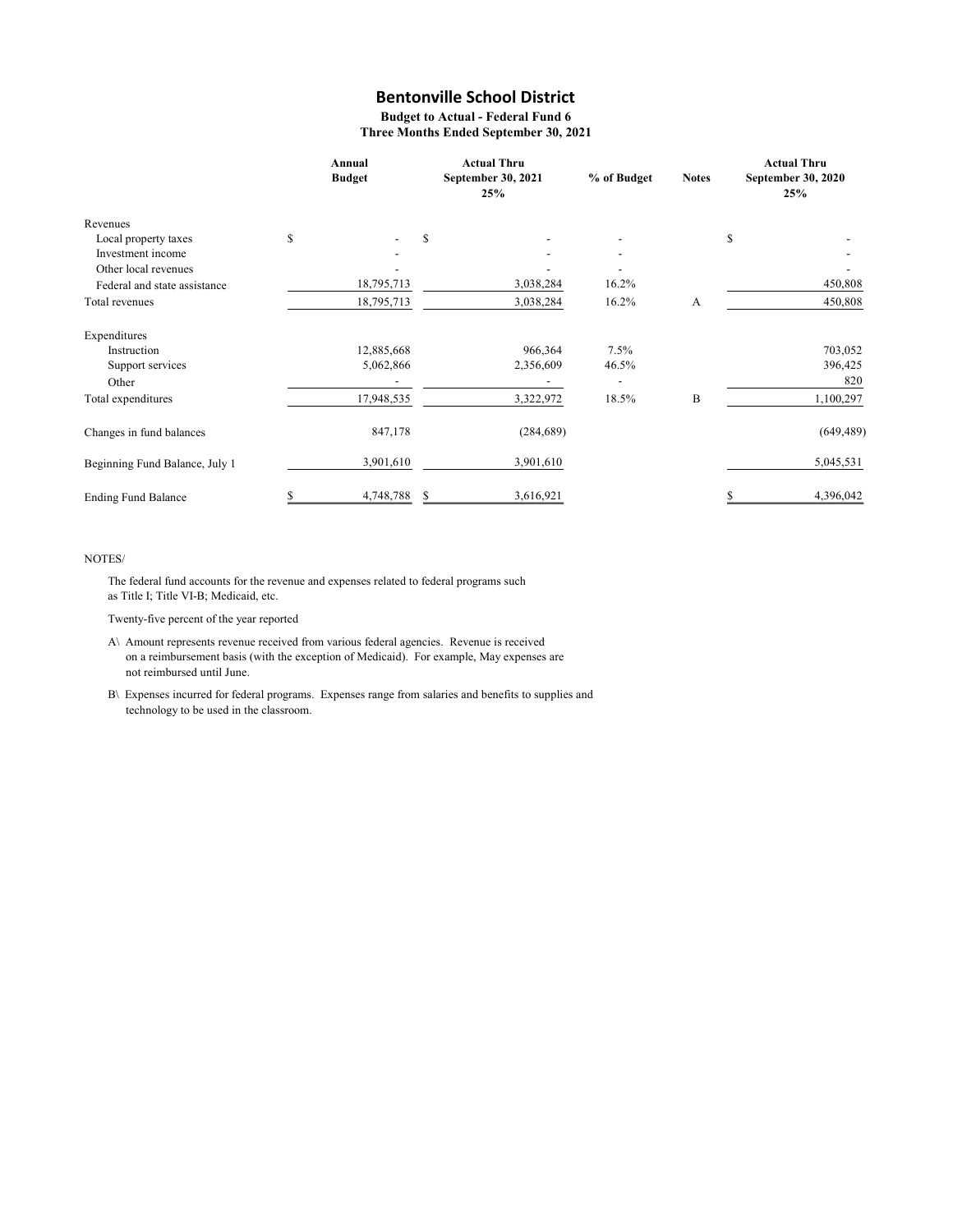# Bentonville School District

**Budget to Actual - Federal Fund 6**
**Three Months Ended September 30, 2021**

| | Annual Budget | Actual Thru September 30, 2021 25% | % of Budget | Notes | Actual Thru September 30, 2020 25% |
|---|---|---|---|---|---|
| Revenues | | | | | |
| Local property taxes | $ - | $ - | - | | $ - |
| Investment income | - | - | - | | - |
| Other local revenues | - | - | - | | - |
| Federal and state assistance | 18,795,713 | 3,038,284 | 16.2% | | 450,808 |
| Total revenues | 18,795,713 | 3,038,284 | 16.2% | A | 450,808 |
| Expenditures | | | | | |
| Instruction | 12,885,668 | 966,364 | 7.5% | | 703,052 |
| Support services | 5,062,866 | 2,356,609 | 46.5% | | 396,425 |
| Other | - | - | - | | 820 |
| Total expenditures | 17,948,535 | 3,322,972 | 18.5% | B | 1,100,297 |
| Changes in fund balances | 847,178 | (284,689) | | | (649,489) |
| Beginning Fund Balance, July 1 | 3,901,610 | 3,901,610 | | | 5,045,531 |
| Ending Fund Balance | $ 4,748,788 | $ 3,616,921 | | | $ 4,396,042 |

NOTES/

The federal fund accounts for the revenue and expenses related to federal programs such as Title I; Title VI-B; Medicaid, etc.

Twenty-five percent of the year reported

A\ Amount represents revenue received from various federal agencies. Revenue is received on a reimbursement basis (with the exception of Medicaid). For example, May expenses are not reimbursed until June.

B\ Expenses incurred for federal programs. Expenses range from salaries and benefits to supplies and technology to be used in the classroom.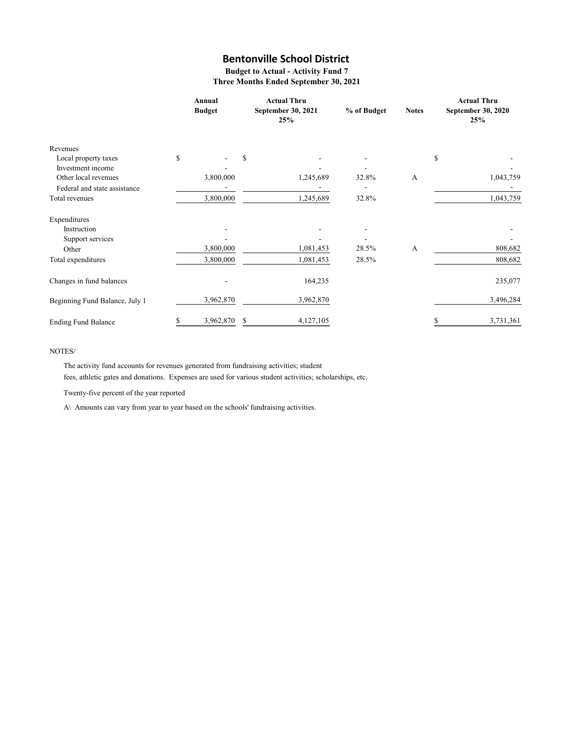# Bentonville School District

**Budget to Actual - Activity Fund 7**
**Three Months Ended September 30, 2021**

| | Annual Budget | Actual Thru September 30, 2021 25% | % of Budget | Notes | Actual Thru September 30, 2020 25% |
|---|---|---|---|---|---|
| **Revenues** | | | | | |
| Local property taxes | $ - | $ - | - | | $ - |
| Investment income | - | - | - | | - |
| Other local revenues | 3,800,000 | 1,245,689 | 32.8% | A | 1,043,759 |
| Federal and state assistance | - | - | - | | - |
| Total revenues | 3,800,000 | 1,245,689 | 32.8% | | 1,043,759 |
| **Expenditures** | | | | | |
| Instruction | - | - | - | | - |
| Support services | - | - | - | | - |
| Other | 3,800,000 | 1,081,453 | 28.5% | A | 808,682 |
| Total expenditures | 3,800,000 | 1,081,453 | 28.5% | | 808,682 |
| Changes in fund balances | - | 164,235 | | | 235,077 |
| Beginning Fund Balance, July 1 | 3,962,870 | 3,962,870 | | | 3,496,284 |
| Ending Fund Balance | $ 3,962,870 | $ 4,127,105 | | | $ 3,731,361 |

NOTES/

The activity fund accounts for revenues generated from fundraising activities; student fees, athletic gates and donations. Expenses are used for various student activities; scholarships, etc.

Twenty-five percent of the year reported

A\ Amounts can vary from year to year based on the schools' fundraising activities.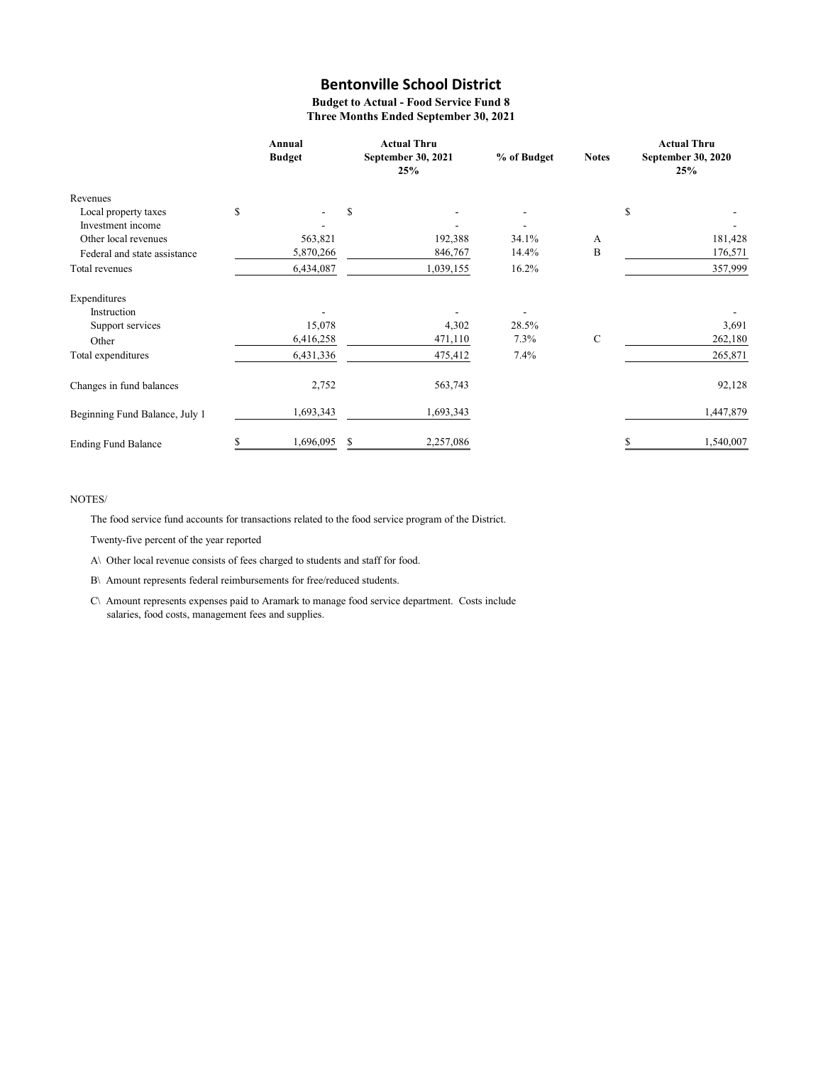# Bentonville School District

**Budget to Actual - Food Service Fund 8**
**Three Months Ended September 30, 2021**

| | Annual Budget | Actual Thru September 30, 2021 25% | % of Budget | Notes | Actual Thru September 30, 2020 25% |
|---|---|---|---|---|---|
| Revenues | | | | | |
| Local property taxes | $ - | $ - | - | | $ - |
| Investment income | - | - | - | | - |
| Other local revenues | 563,821 | 192,388 | 34.1% | A | 181,428 |
| Federal and state assistance | 5,870,266 | 846,767 | 14.4% | B | 176,571 |
| Total revenues | 6,434,087 | 1,039,155 | 16.2% | | 357,999 |
| Expenditures | | | | | |
| Instruction | - | - | - | | - |
| Support services | 15,078 | 4,302 | 28.5% | | 3,691 |
| Other | 6,416,258 | 471,110 | 7.3% | C | 262,180 |
| Total expenditures | 6,431,336 | 475,412 | 7.4% | | 265,871 |
| Changes in fund balances | 2,752 | 563,743 | | | 92,128 |
| Beginning Fund Balance, July 1 | 1,693,343 | 1,693,343 | | | 1,447,879 |
| Ending Fund Balance | $ 1,696,095 | $ 2,257,086 | | | $ 1,540,007 |

NOTES/

The food service fund accounts for transactions related to the food service program of the District.

Twenty-five percent of the year reported

A\ Other local revenue consists of fees charged to students and staff for food.

B\ Amount represents federal reimbursements for free/reduced students.

C\ Amount represents expenses paid to Aramark to manage food service department. Costs include salaries, food costs, management fees and supplies.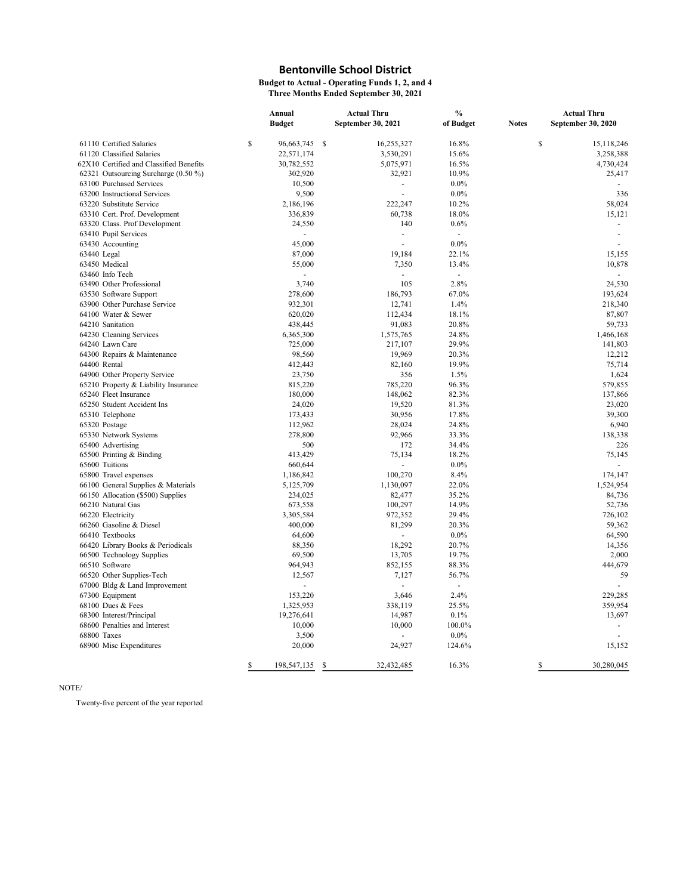# Bentonville School District

**Budget to Actual - Operating Funds 1, 2, and 4**
**Three Months Ended September 30, 2021**

| | Annual Budget | Actual Thru September 30, 2021 | % of Budget | Notes | Actual Thru September 30, 2020 |
|---|---|---|---|---|---|
| 61110 Certified Salaries | $ 96,663,745 | $ 16,255,327 | 16.8% | | $ 15,118,246 |
| 61120 Classified Salaries | 22,571,174 | 3,530,291 | 15.6% | | 3,258,388 |
| 62X10 Certified and Classified Benefits | 30,782,552 | 5,075,971 | 16.5% | | 4,730,424 |
| 62321 Outsourcing Surcharge (0.50 %) | 302,920 | 32,921 | 10.9% | | 25,417 |
| 63100 Purchased Services | 10,500 | - | 0.0% | | - |
| 63200 Instructional Services | 9,500 | - | 0.0% | | 336 |
| 63220 Substitute Service | 2,186,196 | 222,247 | 10.2% | | 58,024 |
| 63310 Cert. Prof. Development | 336,839 | 60,738 | 18.0% | | 15,121 |
| 63320 Class. Prof Development | 24,550 | 140 | 0.6% | | - |
| 63410 Pupil Services | - | - | - | | - |
| 63430 Accounting | 45,000 | - | 0.0% | | - |
| 63440 Legal | 87,000 | 19,184 | 22.1% | | 15,155 |
| 63450 Medical | 55,000 | 7,350 | 13.4% | | 10,878 |
| 63460 Info Tech | - | - | - | | - |
| 63490 Other Professional | 3,740 | 105 | 2.8% | | 24,530 |
| 63530 Software Support | 278,600 | 186,793 | 67.0% | | 193,624 |
| 63900 Other Purchase Service | 932,301 | 12,741 | 1.4% | | 218,340 |
| 64100 Water & Sewer | 620,020 | 112,434 | 18.1% | | 87,807 |
| 64210 Sanitation | 438,445 | 91,083 | 20.8% | | 59,733 |
| 64230 Cleaning Services | 6,365,300 | 1,575,765 | 24.8% | | 1,466,168 |
| 64240 Lawn Care | 725,000 | 217,107 | 29.9% | | 141,803 |
| 64300 Repairs & Maintenance | 98,560 | 19,969 | 20.3% | | 12,212 |
| 64400 Rental | 412,443 | 82,160 | 19.9% | | 75,714 |
| 64900 Other Property Service | 23,750 | 356 | 1.5% | | 1,624 |
| 65210 Property & Liability Insurance | 815,220 | 785,220 | 96.3% | | 579,855 |
| 65240 Fleet Insurance | 180,000 | 148,062 | 82.3% | | 137,866 |
| 65250 Student Accident Ins | 24,020 | 19,520 | 81.3% | | 23,020 |
| 65310 Telephone | 173,433 | 30,956 | 17.8% | | 39,300 |
| 65320 Postage | 112,962 | 28,024 | 24.8% | | 6,940 |
| 65330 Network Systems | 278,800 | 92,966 | 33.3% | | 138,338 |
| 65400 Advertising | 500 | 172 | 34.4% | | 226 |
| 65500 Printing & Binding | 413,429 | 75,134 | 18.2% | | 75,145 |
| 65600 Tuitions | 660,644 | - | 0.0% | | - |
| 65800 Travel expenses | 1,186,842 | 100,270 | 8.4% | | 174,147 |
| 66100 General Supplies & Materials | 5,125,709 | 1,130,097 | 22.0% | | 1,524,954 |
| 66150 Allocation ($500) Supplies | 234,025 | 82,477 | 35.2% | | 84,736 |
| 66210 Natural Gas | 673,558 | 100,297 | 14.9% | | 52,736 |
| 66220 Electricity | 3,305,584 | 972,352 | 29.4% | | 726,102 |
| 66260 Gasoline & Diesel | 400,000 | 81,299 | 20.3% | | 59,362 |
| 66410 Textbooks | 64,600 | - | 0.0% | | 64,590 |
| 66420 Library Books & Periodicals | 88,350 | 18,292 | 20.7% | | 14,356 |
| 66500 Technology Supplies | 69,500 | 13,705 | 19.7% | | 2,000 |
| 66510 Software | 964,943 | 852,155 | 88.3% | | 444,679 |
| 66520 Other Supplies-Tech | 12,567 | 7,127 | 56.7% | | 59 |
| 67000 Bldg & Land Improvement | - | - | - | | - |
| 67300 Equipment | 153,220 | 3,646 | 2.4% | | 229,285 |
| 68100 Dues & Fees | 1,325,953 | 338,119 | 25.5% | | 359,954 |
| 68300 Interest/Principal | 19,276,641 | 14,987 | 0.1% | | 13,697 |
| 68600 Penalties and Interest | 10,000 | 10,000 | 100.0% | | - |
| 68800 Taxes | 3,500 | - | 0.0% | | - |
| 68900 Misc Expenditures | 20,000 | 24,927 | 124.6% | | 15,152 |
| | $ 198,547,135 | $ 32,432,485 | 16.3% | | $ 30,280,045 |

NOTE/

Twenty-five percent of the year reported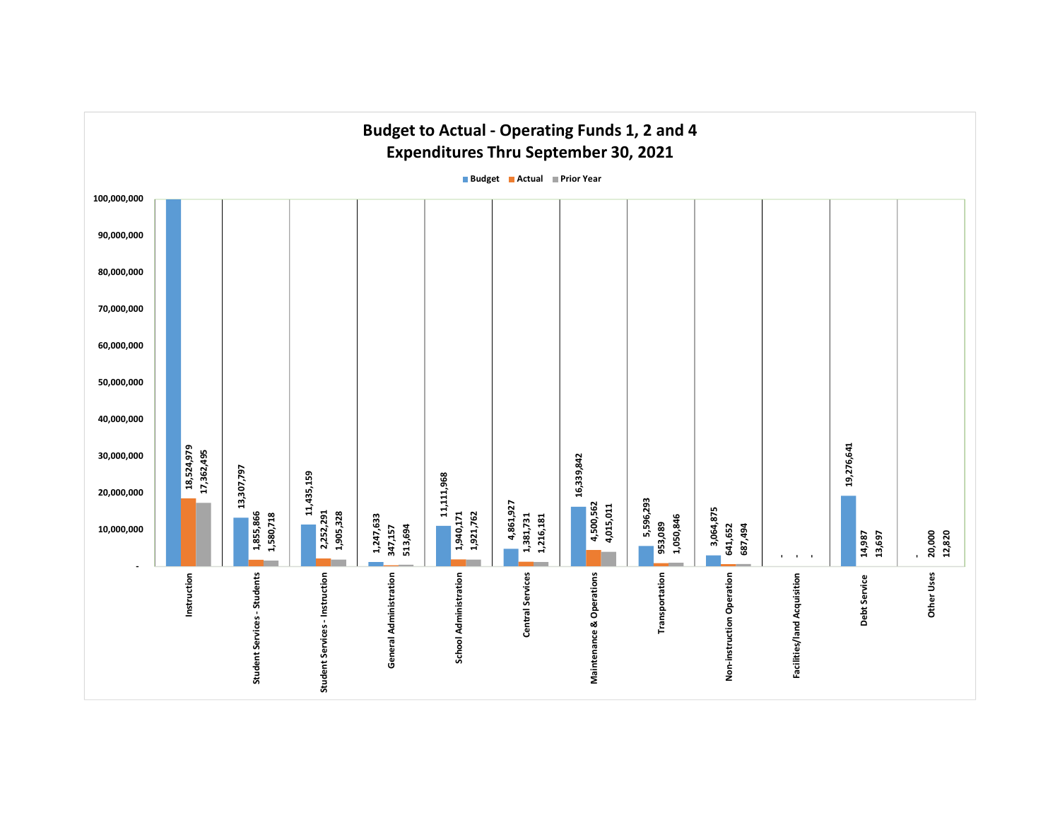# Budget to Actual - Operating Funds 1, 2 and 4
## Expenditures Thru September 30, 2021

| Category | Budget | Actual | Prior Year |
|---|---|---|---|
| Instruction | | 18,524,979 | 17,362,495 |
| Student Services - Students | 13,307,797 | 1,855,866 | 1,580,718 |
| Student Services - Instruction | 11,435,159 | 2,252,291 | 1,905,328 |
| General Administration | 1,247,633 | 347,157 | 513,694 |
| School Administration | 11,111,968 | 1,940,171 | 1,921,762 |
| Central Services | 4,861,927 | 1,381,731 | 1,216,181 |
| Maintenance & Operations | 16,339,842 | 4,500,562 | 4,015,011 |
| Transportation | 5,596,293 | 953,089 | 1,050,846 |
| Non-instruction Operation | 3,064,875 | 641,652 | 687,494 |
| Facilities/land Acquisition | - | - | - |
| Debt Service | 19,276,641 | 14,987 | 13,697 |
| Other Uses | - | 20,000 | 12,820 |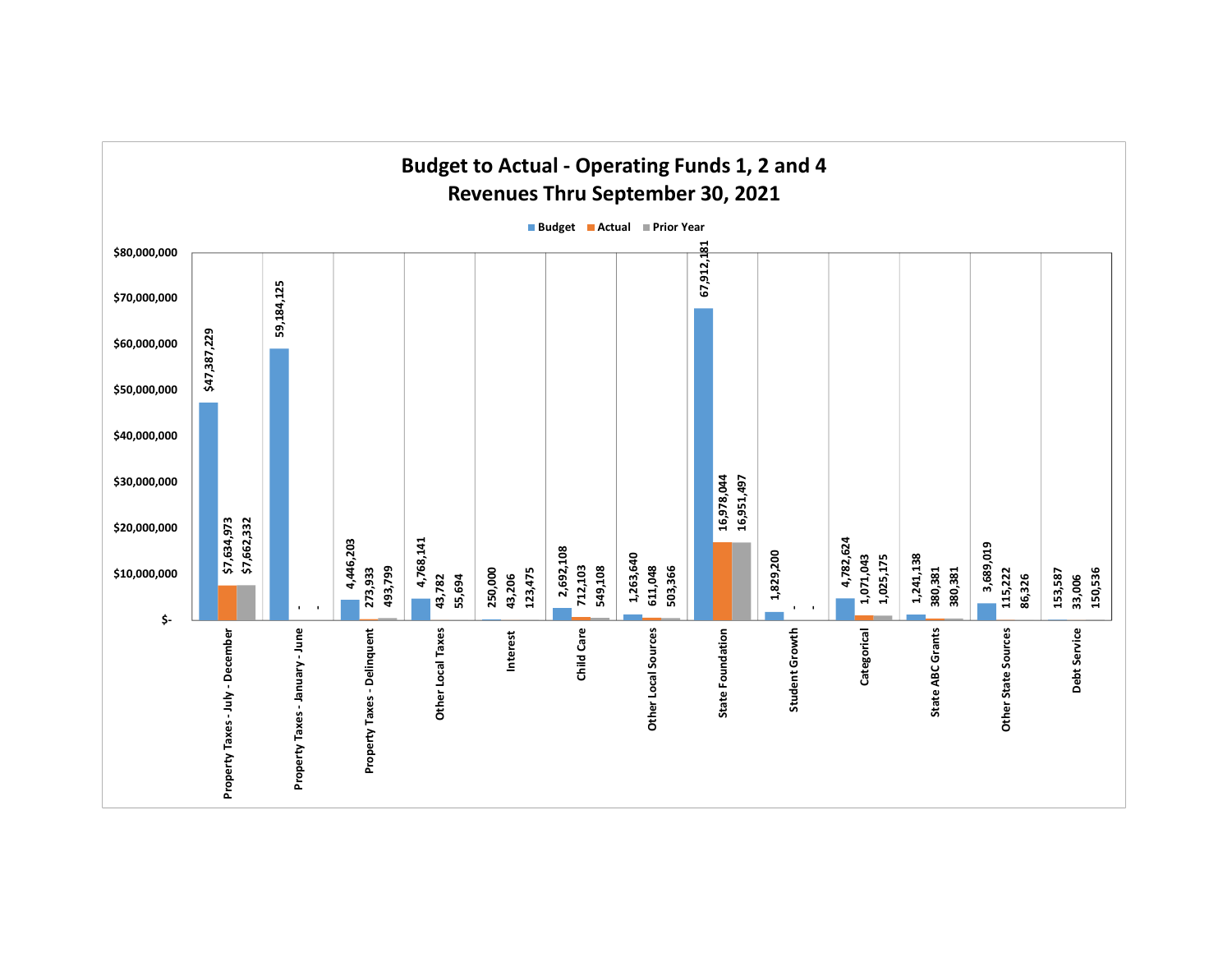# Budget to Actual - Operating Funds 1, 2 and 4
## Revenues Thru September 30, 2021

Budget
Actual
Prior Year

$80,000,000
$70,000,000
$60,000,000
$50,000,000
$40,000,000
$30,000,000
$20,000,000
$10,000,000
$-

Property Taxes - July - December
$47,387,229
$7,634,973
$7,662,332

Property Taxes - January - June
59,184,125
-
-

Property Taxes - Delinquent
4,446,203
273,933
493,799

Other Local Taxes
4,768,141
43,782
55,694

Interest
250,000
43,206
123,475

Child Care
2,692,108
712,103
549,108

Other Local Sources
1,263,640
611,048
503,366

State Foundation
67,912,181
16,978,044
16,951,497

Student Growth
1,829,200
-
-

Categorical
4,782,624
1,071,043
1,025,175

State ABC Grants
1,241,138
380,381
380,381

Other State Sources
3,689,019
115,222
86,326

Debt Service
153,587
33,006
150,536